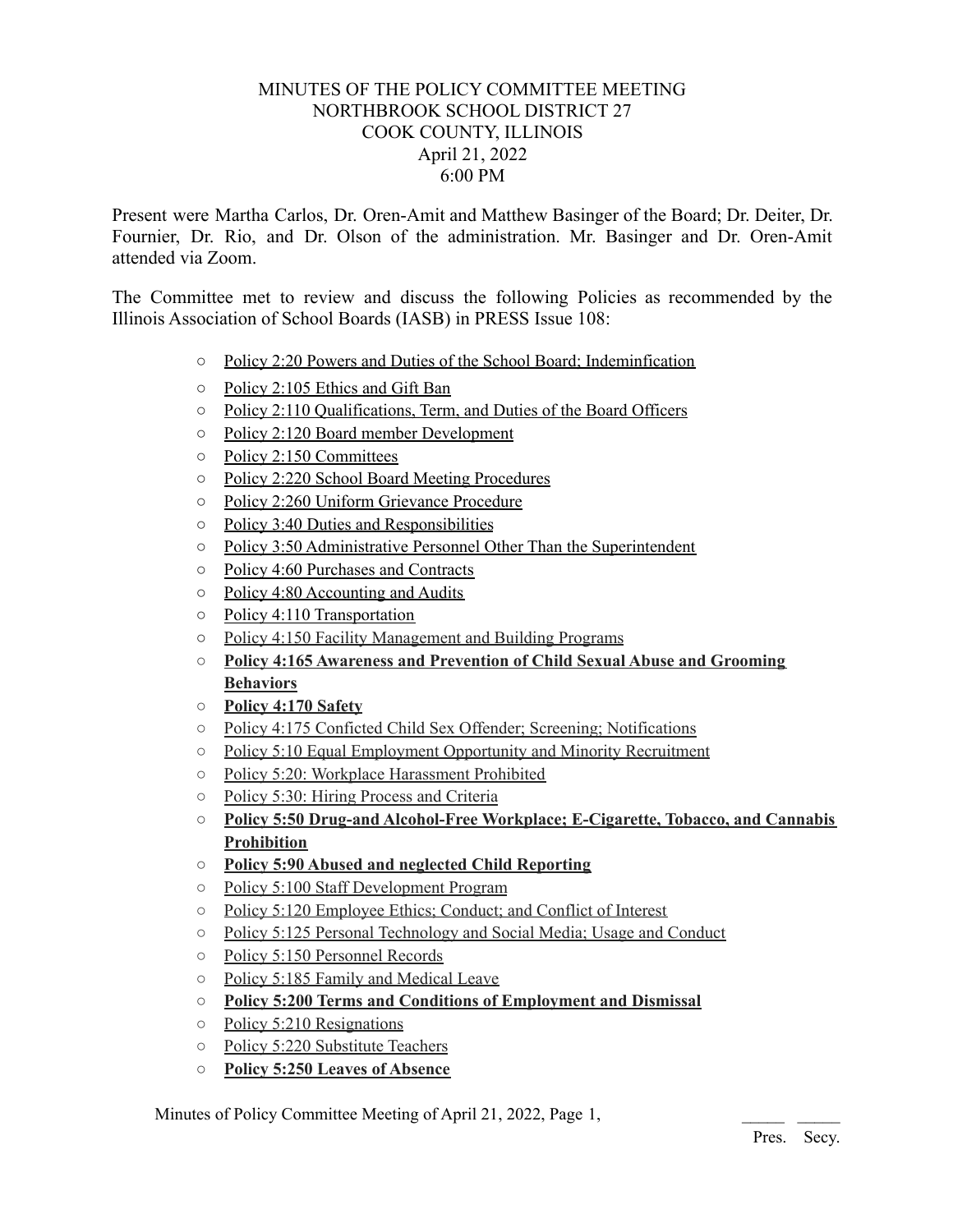# MINUTES OF THE POLICY COMMITTEE MEETING
## NORTHBROOK SCHOOL DISTRICT 27
## COOK COUNTY, ILLINOIS
April 21, 2022
6:00 PM

Present were Martha Carlos, Dr. Oren-Amit and Matthew Basinger of the Board; Dr. Deiter, Dr. Fournier, Dr. Rio, and Dr. Olson of the administration. Mr. Basinger and Dr. Oren-Amit attended via Zoom.

The Committee met to review and discuss the following Policies as recommended by the Illinois Association of School Boards (IASB) in PRESS Issue 108:

- Policy 2:20 Powers and Duties of the School Board; Indeminfication
- Policy 2:105 Ethics and Gift Ban
- Policy 2:110 Qualifications, Term, and Duties of the Board Officers
- Policy 2:120 Board member Development
- Policy 2:150 Committees
- Policy 2:220 School Board Meeting Procedures
- Policy 2:260 Uniform Grievance Procedure
- Policy 3:40 Duties and Responsibilities
- Policy 3:50 Administrative Personnel Other Than the Superintendent
- Policy 4:60 Purchases and Contracts
- Policy 4:80 Accounting and Audits
- Policy 4:110 Transportation
- Policy 4:150 Facility Management and Building Programs
- **Policy 4:165 Awareness and Prevention of Child Sexual Abuse and Grooming Behaviors**
- **Policy 4:170 Safety**
- Policy 4:175 Conficted Child Sex Offender; Screening; Notifications
- Policy 5:10 Equal Employment Opportunity and Minority Recruitment
- Policy 5:20: Workplace Harassment Prohibited
- Policy 5:30: Hiring Process and Criteria
- **Policy 5:50 Drug-and Alcohol-Free Workplace; E-Cigarette, Tobacco, and Cannabis Prohibition**
- **Policy 5:90 Abused and neglected Child Reporting**
- Policy 5:100 Staff Development Program
- Policy 5:120 Employee Ethics; Conduct; and Conflict of Interest
- Policy 5:125 Personal Technology and Social Media; Usage and Conduct
- Policy 5:150 Personnel Records
- Policy 5:185 Family and Medical Leave
- **Policy 5:200 Terms and Conditions of Employment and Dismissal**
- Policy 5:210 Resignations
- Policy 5:220 Substitute Teachers
- **Policy 5:250 Leaves of Absence**

Minutes of Policy Committee Meeting of April 21, 2022, Page 1, _____ _____ Pres. Secy.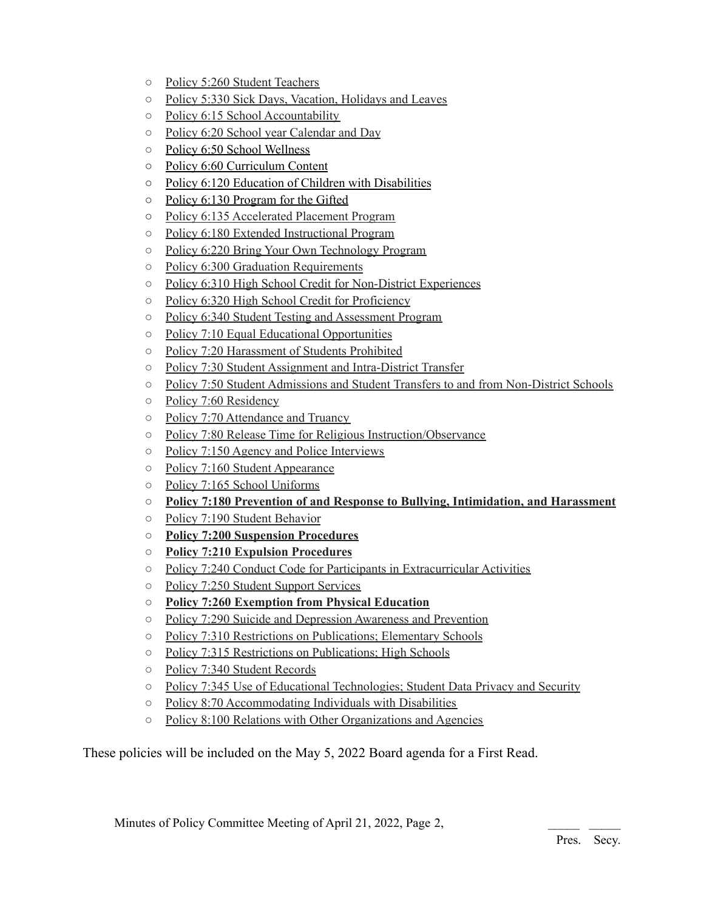- Policy 5:260 Student Teachers
- Policy 5:330 Sick Days, Vacation, Holidays and Leaves
- Policy 6:15 School Accountability
- Policy 6:20 School year Calendar and Day
- Policy 6:50 School Wellness
- Policy 6:60 Curriculum Content
- Policy 6:120 Education of Children with Disabilities
- Policy 6:130 Program for the Gifted
- Policy 6:135 Accelerated Placement Program
- Policy 6:180 Extended Instructional Program
- Policy 6:220 Bring Your Own Technology Program
- Policy 6:300 Graduation Requirements
- Policy 6:310 High School Credit for Non-District Experiences
- Policy 6:320 High School Credit for Proficiency
- Policy 6:340 Student Testing and Assessment Program
- Policy 7:10 Equal Educational Opportunities
- Policy 7:20 Harassment of Students Prohibited
- Policy 7:30 Student Assignment and Intra-District Transfer
- Policy 7:50 Student Admissions and Student Transfers to and from Non-District Schools
- Policy 7:60 Residency
- Policy 7:70 Attendance and Truancy
- Policy 7:80 Release Time for Religious Instruction/Observance
- Policy 7:150 Agency and Police Interviews
- Policy 7:160 Student Appearance
- Policy 7:165 School Uniforms
- **Policy 7:180 Prevention of and Response to Bullying, Intimidation, and Harassment**
- Policy 7:190 Student Behavior
- **Policy 7:200 Suspension Procedures**
- **Policy 7:210 Expulsion Procedures**
- Policy 7:240 Conduct Code for Participants in Extracurricular Activities
- Policy 7:250 Student Support Services
- **Policy 7:260 Exemption from Physical Education**
- Policy 7:290 Suicide and Depression Awareness and Prevention
- Policy 7:310 Restrictions on Publications; Elementary Schools
- Policy 7:315 Restrictions on Publications; High Schools
- Policy 7:340 Student Records
- Policy 7:345 Use of Educational Technologies; Student Data Privacy and Security
- Policy 8:70 Accommodating Individuals with Disabilities
- Policy 8:100 Relations with Other Organizations and Agencies

These policies will be included on the May 5, 2022 Board agenda for a First Read.

Minutes of Policy Committee Meeting of April 21, 2022, Page 2, _____ _____
Pres. Secy.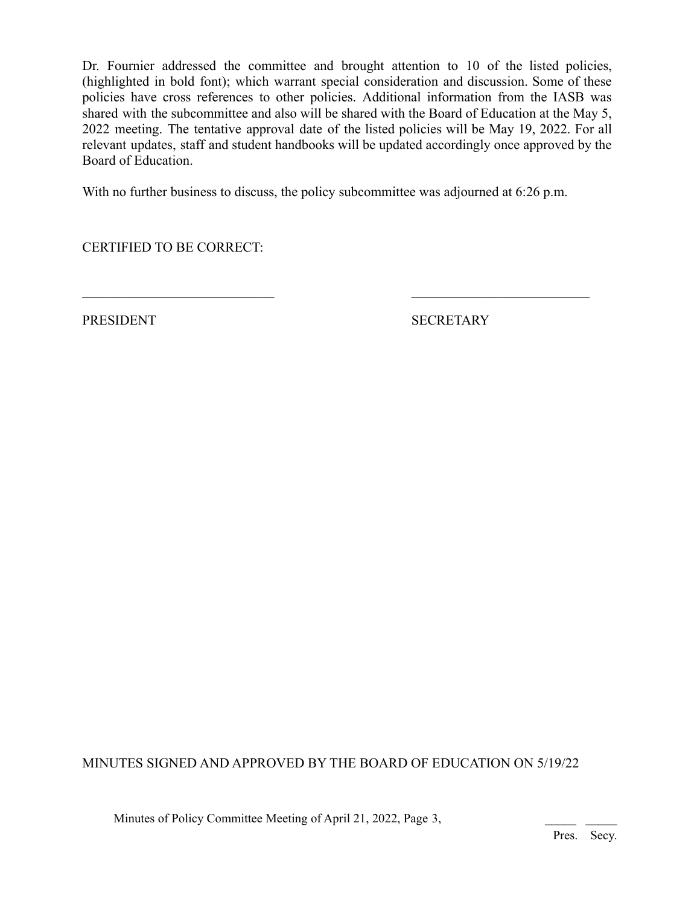Dr. Fournier addressed the committee and brought attention to 10 of the listed policies, (highlighted in bold font); which warrant special consideration and discussion. Some of these policies have cross references to other policies. Additional information from the IASB was shared with the subcommittee and also will be shared with the Board of Education at the May 5, 2022 meeting. The tentative approval date of the listed policies will be May 19, 2022. For all relevant updates, staff and student handbooks will be updated accordingly once approved by the Board of Education.

With no further business to discuss, the policy subcommittee was adjourned at 6:26 p.m.

CERTIFIED TO BE CORRECT:

_____________________________ _____________________________

PRESIDENT SECRETARY

MINUTES SIGNED AND APPROVED BY THE BOARD OF EDUCATION ON 5/19/22